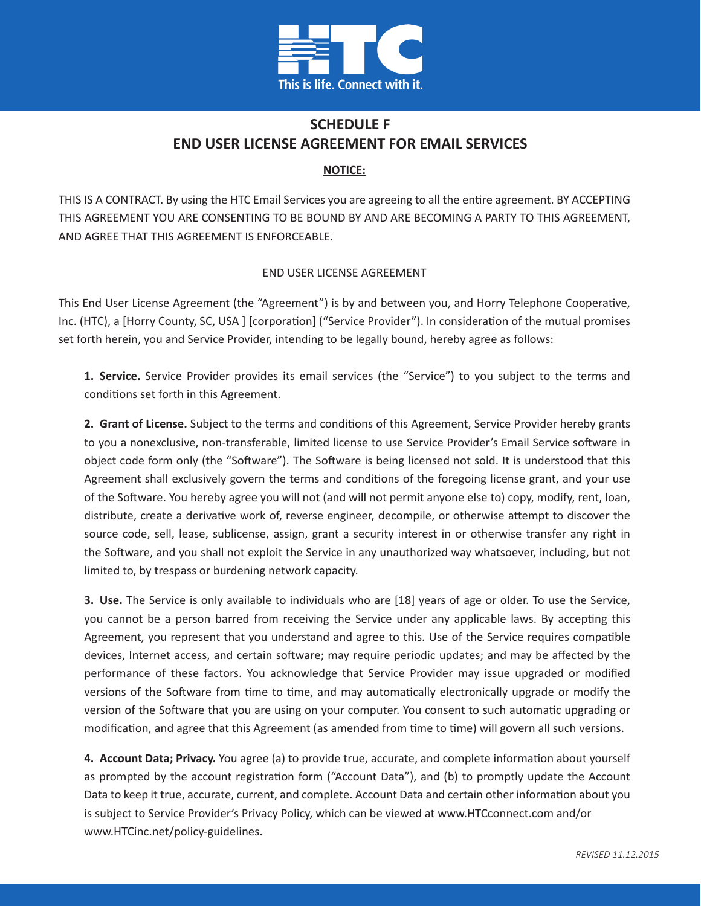# SCHEDULE F
# END USER LICENSE AGREEMENT FOR EMAIL SERVICES

**NOTICE:**

THIS IS A CONTRACT. By using the HTC Email Services you are agreeing to all the entire agreement. BY ACCEPTING THIS AGREEMENT YOU ARE CONSENTING TO BE BOUND BY AND ARE BECOMING A PARTY TO THIS AGREEMENT, AND AGREE THAT THIS AGREEMENT IS ENFORCEABLE.

END USER LICENSE AGREEMENT

This End User License Agreement (the "Agreement") is by and between you, and Horry Telephone Cooperative, Inc. (HTC), a [Horry County, SC, USA ] [corporation] ("Service Provider"). In consideration of the mutual promises set forth herein, you and Service Provider, intending to be legally bound, hereby agree as follows:

**1. Service.** Service Provider provides its email services (the "Service") to you subject to the terms and conditions set forth in this Agreement.

**2. Grant of License.** Subject to the terms and conditions of this Agreement, Service Provider hereby grants to you a nonexclusive, non-transferable, limited license to use Service Provider's Email Service software in object code form only (the "Software"). The Software is being licensed not sold. It is understood that this Agreement shall exclusively govern the terms and conditions of the foregoing license grant, and your use of the Software. You hereby agree you will not (and will not permit anyone else to) copy, modify, rent, loan, distribute, create a derivative work of, reverse engineer, decompile, or otherwise attempt to discover the source code, sell, lease, sublicense, assign, grant a security interest in or otherwise transfer any right in the Software, and you shall not exploit the Service in any unauthorized way whatsoever, including, but not limited to, by trespass or burdening network capacity.

**3. Use.** The Service is only available to individuals who are [18] years of age or older. To use the Service, you cannot be a person barred from receiving the Service under any applicable laws. By accepting this Agreement, you represent that you understand and agree to this. Use of the Service requires compatible devices, Internet access, and certain software; may require periodic updates; and may be affected by the performance of these factors. You acknowledge that Service Provider may issue upgraded or modified versions of the Software from time to time, and may automatically electronically upgrade or modify the version of the Software that you are using on your computer. You consent to such automatic upgrading or modification, and agree that this Agreement (as amended from time to time) will govern all such versions.

**4. Account Data; Privacy.** You agree (a) to provide true, accurate, and complete information about yourself as prompted by the account registration form ("Account Data"), and (b) to promptly update the Account Data to keep it true, accurate, current, and complete. Account Data and certain other information about you is subject to Service Provider's Privacy Policy, which can be viewed at www.HTCconnect.com and/or www.HTCinc.net/policy-guidelines.

*REVISED 11.12.2015*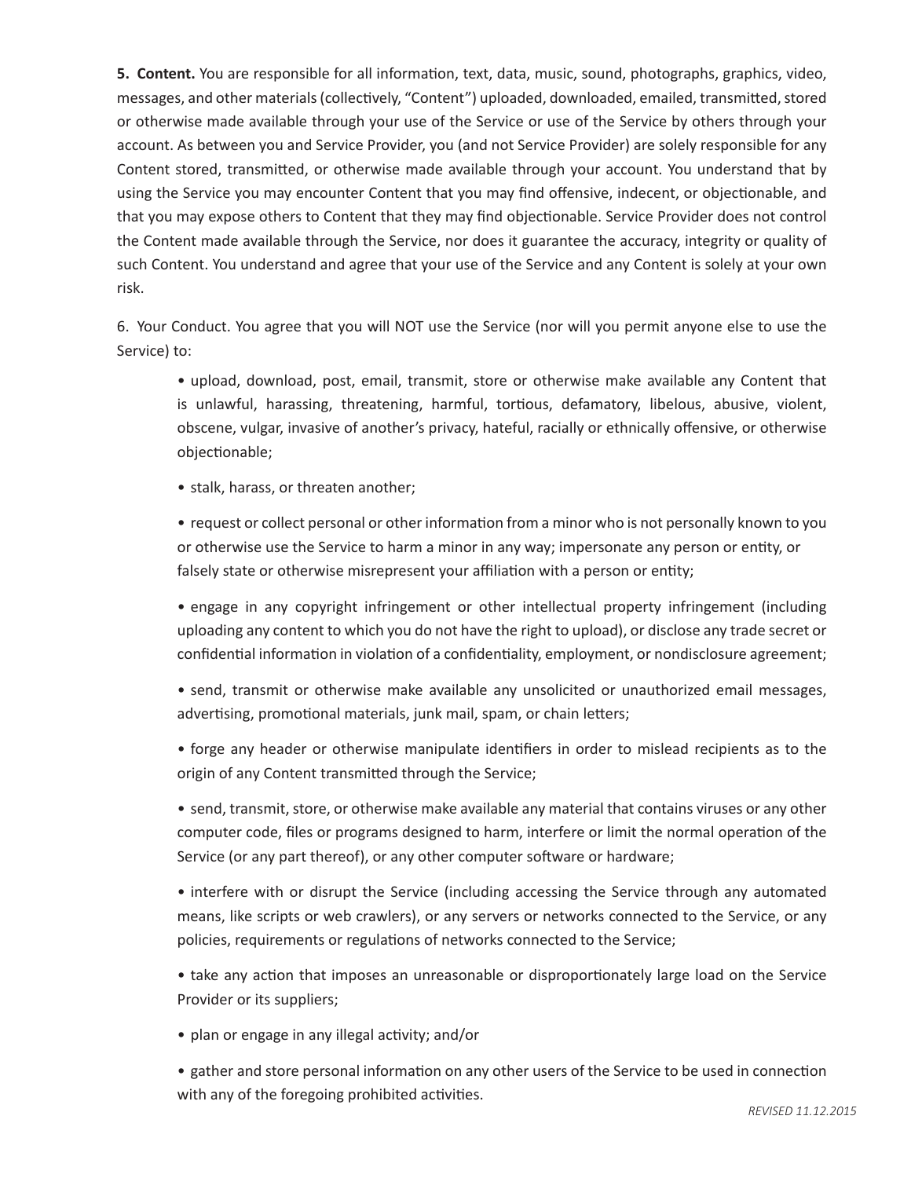**5. Content.** You are responsible for all information, text, data, music, sound, photographs, graphics, video, messages, and other materials (collectively, "Content") uploaded, downloaded, emailed, transmitted, stored or otherwise made available through your use of the Service or use of the Service by others through your account. As between you and Service Provider, you (and not Service Provider) are solely responsible for any Content stored, transmitted, or otherwise made available through your account. You understand that by using the Service you may encounter Content that you may find offensive, indecent, or objectionable, and that you may expose others to Content that they may find objectionable. Service Provider does not control the Content made available through the Service, nor does it guarantee the accuracy, integrity or quality of such Content. You understand and agree that your use of the Service and any Content is solely at your own risk.

6. Your Conduct. You agree that you will NOT use the Service (nor will you permit anyone else to use the Service) to:

- upload, download, post, email, transmit, store or otherwise make available any Content that is unlawful, harassing, threatening, harmful, tortious, defamatory, libelous, abusive, violent, obscene, vulgar, invasive of another's privacy, hateful, racially or ethnically offensive, or otherwise objectionable;
- stalk, harass, or threaten another;
- request or collect personal or other information from a minor who is not personally known to you or otherwise use the Service to harm a minor in any way; impersonate any person or entity, or falsely state or otherwise misrepresent your affiliation with a person or entity;
- engage in any copyright infringement or other intellectual property infringement (including uploading any content to which you do not have the right to upload), or disclose any trade secret or confidential information in violation of a confidentiality, employment, or nondisclosure agreement;
- send, transmit or otherwise make available any unsolicited or unauthorized email messages, advertising, promotional materials, junk mail, spam, or chain letters;
- forge any header or otherwise manipulate identifiers in order to mislead recipients as to the origin of any Content transmitted through the Service;
- send, transmit, store, or otherwise make available any material that contains viruses or any other computer code, files or programs designed to harm, interfere or limit the normal operation of the Service (or any part thereof), or any other computer software or hardware;
- interfere with or disrupt the Service (including accessing the Service through any automated means, like scripts or web crawlers), or any servers or networks connected to the Service, or any policies, requirements or regulations of networks connected to the Service;
- take any action that imposes an unreasonable or disproportionately large load on the Service Provider or its suppliers;
- plan or engage in any illegal activity; and/or
- gather and store personal information on any other users of the Service to be used in connection with any of the foregoing prohibited activities.

*REVISED 11.12.2015*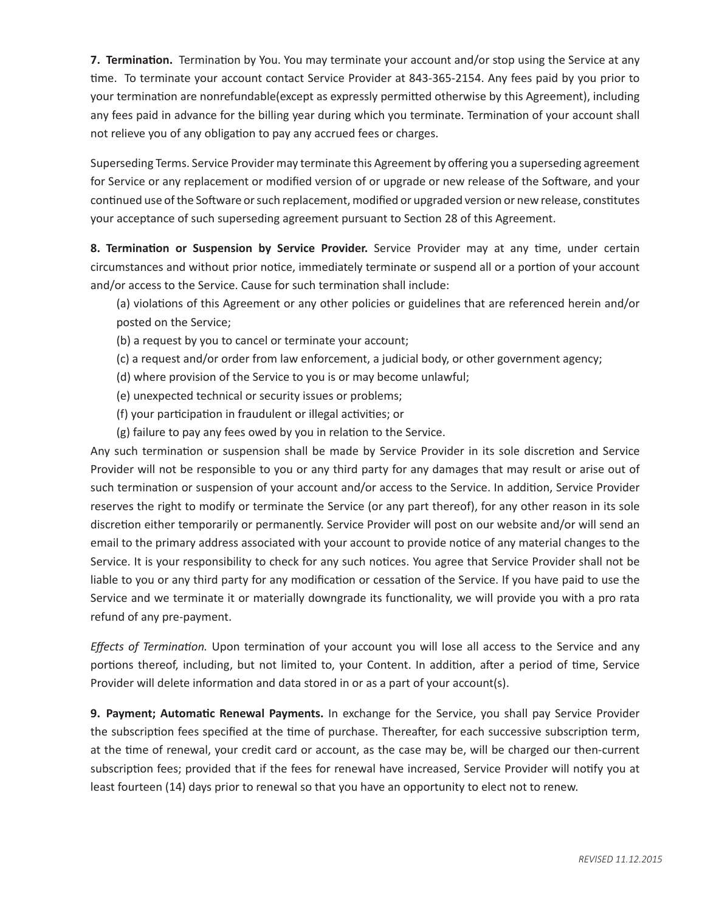**7. Termination.** Termination by You. You may terminate your account and/or stop using the Service at any time. To terminate your account contact Service Provider at 843-365-2154. Any fees paid by you prior to your termination are nonrefundable(except as expressly permitted otherwise by this Agreement), including any fees paid in advance for the billing year during which you terminate. Termination of your account shall not relieve you of any obligation to pay any accrued fees or charges.

Superseding Terms. Service Provider may terminate this Agreement by offering you a superseding agreement for Service or any replacement or modified version of or upgrade or new release of the Software, and your continued use of the Software or such replacement, modified or upgraded version or new release, constitutes your acceptance of such superseding agreement pursuant to Section 28 of this Agreement.

**8. Termination or Suspension by Service Provider.** Service Provider may at any time, under certain circumstances and without prior notice, immediately terminate or suspend all or a portion of your account and/or access to the Service. Cause for such termination shall include:

(a) violations of this Agreement or any other policies or guidelines that are referenced herein and/or posted on the Service;

(b) a request by you to cancel or terminate your account;

(c) a request and/or order from law enforcement, a judicial body, or other government agency;

(d) where provision of the Service to you is or may become unlawful;

(e) unexpected technical or security issues or problems;

(f) your participation in fraudulent or illegal activities; or

(g) failure to pay any fees owed by you in relation to the Service.

Any such termination or suspension shall be made by Service Provider in its sole discretion and Service Provider will not be responsible to you or any third party for any damages that may result or arise out of such termination or suspension of your account and/or access to the Service. In addition, Service Provider reserves the right to modify or terminate the Service (or any part thereof), for any other reason in its sole discretion either temporarily or permanently. Service Provider will post on our website and/or will send an email to the primary address associated with your account to provide notice of any material changes to the Service. It is your responsibility to check for any such notices. You agree that Service Provider shall not be liable to you or any third party for any modification or cessation of the Service. If you have paid to use the Service and we terminate it or materially downgrade its functionality, we will provide you with a pro rata refund of any pre-payment.

*Effects of Termination.* Upon termination of your account you will lose all access to the Service and any portions thereof, including, but not limited to, your Content. In addition, after a period of time, Service Provider will delete information and data stored in or as a part of your account(s).

**9. Payment; Automatic Renewal Payments.** In exchange for the Service, you shall pay Service Provider the subscription fees specified at the time of purchase. Thereafter, for each successive subscription term, at the time of renewal, your credit card or account, as the case may be, will be charged our then-current subscription fees; provided that if the fees for renewal have increased, Service Provider will notify you at least fourteen (14) days prior to renewal so that you have an opportunity to elect not to renew.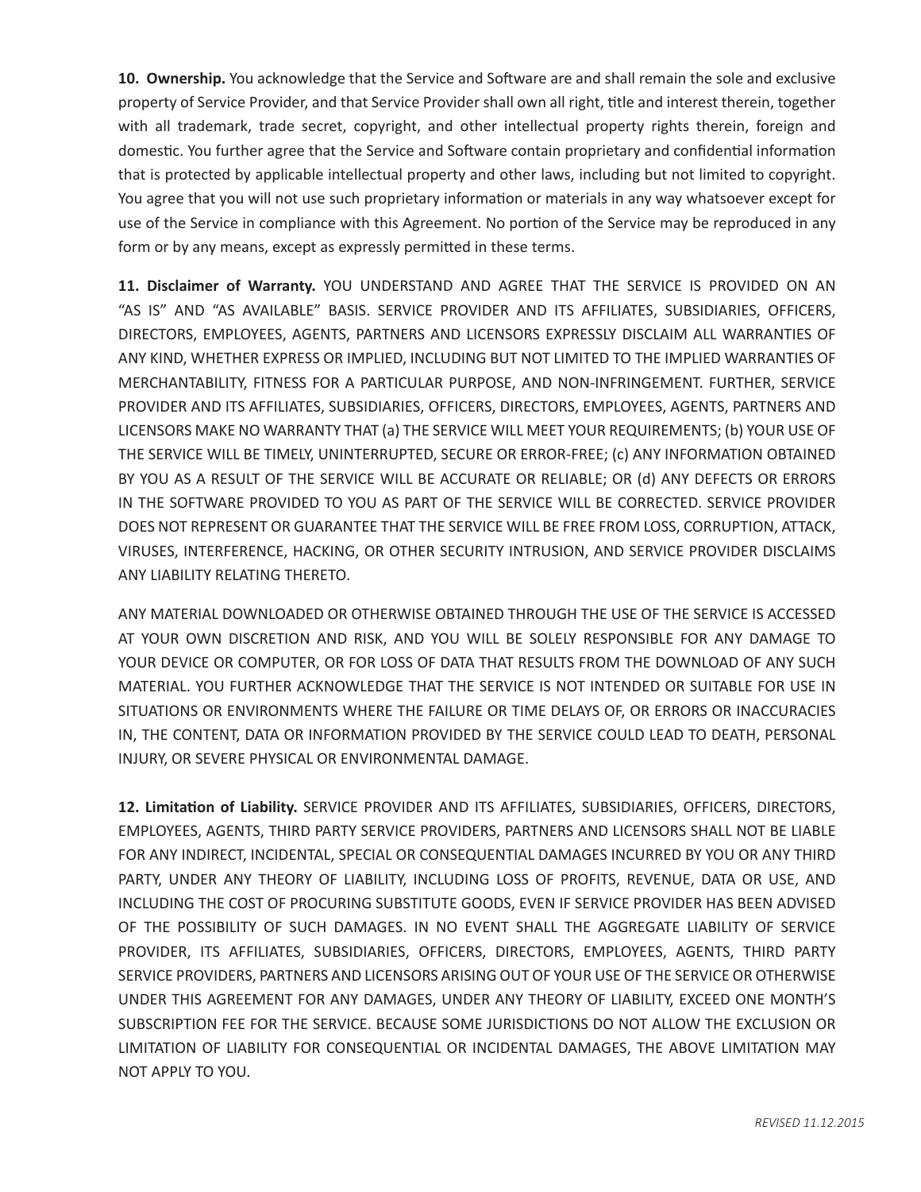**10. Ownership.** You acknowledge that the Service and Software are and shall remain the sole and exclusive property of Service Provider, and that Service Provider shall own all right, title and interest therein, together with all trademark, trade secret, copyright, and other intellectual property rights therein, foreign and domestic. You further agree that the Service and Software contain proprietary and confidential information that is protected by applicable intellectual property and other laws, including but not limited to copyright. You agree that you will not use such proprietary information or materials in any way whatsoever except for use of the Service in compliance with this Agreement. No portion of the Service may be reproduced in any form or by any means, except as expressly permitted in these terms.

**11. Disclaimer of Warranty.** YOU UNDERSTAND AND AGREE THAT THE SERVICE IS PROVIDED ON AN "AS IS" AND "AS AVAILABLE" BASIS. SERVICE PROVIDER AND ITS AFFILIATES, SUBSIDIARIES, OFFICERS, DIRECTORS, EMPLOYEES, AGENTS, PARTNERS AND LICENSORS EXPRESSLY DISCLAIM ALL WARRANTIES OF ANY KIND, WHETHER EXPRESS OR IMPLIED, INCLUDING BUT NOT LIMITED TO THE IMPLIED WARRANTIES OF MERCHANTABILITY, FITNESS FOR A PARTICULAR PURPOSE, AND NON-INFRINGEMENT. FURTHER, SERVICE PROVIDER AND ITS AFFILIATES, SUBSIDIARIES, OFFICERS, DIRECTORS, EMPLOYEES, AGENTS, PARTNERS AND LICENSORS MAKE NO WARRANTY THAT (a) THE SERVICE WILL MEET YOUR REQUIREMENTS; (b) YOUR USE OF THE SERVICE WILL BE TIMELY, UNINTERRUPTED, SECURE OR ERROR-FREE; (c) ANY INFORMATION OBTAINED BY YOU AS A RESULT OF THE SERVICE WILL BE ACCURATE OR RELIABLE; OR (d) ANY DEFECTS OR ERRORS IN THE SOFTWARE PROVIDED TO YOU AS PART OF THE SERVICE WILL BE CORRECTED. SERVICE PROVIDER DOES NOT REPRESENT OR GUARANTEE THAT THE SERVICE WILL BE FREE FROM LOSS, CORRUPTION, ATTACK, VIRUSES, INTERFERENCE, HACKING, OR OTHER SECURITY INTRUSION, AND SERVICE PROVIDER DISCLAIMS ANY LIABILITY RELATING THERETO.

ANY MATERIAL DOWNLOADED OR OTHERWISE OBTAINED THROUGH THE USE OF THE SERVICE IS ACCESSED AT YOUR OWN DISCRETION AND RISK, AND YOU WILL BE SOLELY RESPONSIBLE FOR ANY DAMAGE TO YOUR DEVICE OR COMPUTER, OR FOR LOSS OF DATA THAT RESULTS FROM THE DOWNLOAD OF ANY SUCH MATERIAL. YOU FURTHER ACKNOWLEDGE THAT THE SERVICE IS NOT INTENDED OR SUITABLE FOR USE IN SITUATIONS OR ENVIRONMENTS WHERE THE FAILURE OR TIME DELAYS OF, OR ERRORS OR INACCURACIES IN, THE CONTENT, DATA OR INFORMATION PROVIDED BY THE SERVICE COULD LEAD TO DEATH, PERSONAL INJURY, OR SEVERE PHYSICAL OR ENVIRONMENTAL DAMAGE.

**12. Limitation of Liability.** SERVICE PROVIDER AND ITS AFFILIATES, SUBSIDIARIES, OFFICERS, DIRECTORS, EMPLOYEES, AGENTS, THIRD PARTY SERVICE PROVIDERS, PARTNERS AND LICENSORS SHALL NOT BE LIABLE FOR ANY INDIRECT, INCIDENTAL, SPECIAL OR CONSEQUENTIAL DAMAGES INCURRED BY YOU OR ANY THIRD PARTY, UNDER ANY THEORY OF LIABILITY, INCLUDING LOSS OF PROFITS, REVENUE, DATA OR USE, AND INCLUDING THE COST OF PROCURING SUBSTITUTE GOODS, EVEN IF SERVICE PROVIDER HAS BEEN ADVISED OF THE POSSIBILITY OF SUCH DAMAGES. IN NO EVENT SHALL THE AGGREGATE LIABILITY OF SERVICE PROVIDER, ITS AFFILIATES, SUBSIDIARIES, OFFICERS, DIRECTORS, EMPLOYEES, AGENTS, THIRD PARTY SERVICE PROVIDERS, PARTNERS AND LICENSORS ARISING OUT OF YOUR USE OF THE SERVICE OR OTHERWISE UNDER THIS AGREEMENT FOR ANY DAMAGES, UNDER ANY THEORY OF LIABILITY, EXCEED ONE MONTH'S SUBSCRIPTION FEE FOR THE SERVICE. BECAUSE SOME JURISDICTIONS DO NOT ALLOW THE EXCLUSION OR LIMITATION OF LIABILITY FOR CONSEQUENTIAL OR INCIDENTAL DAMAGES, THE ABOVE LIMITATION MAY NOT APPLY TO YOU.

*REVISED 11.12.2015*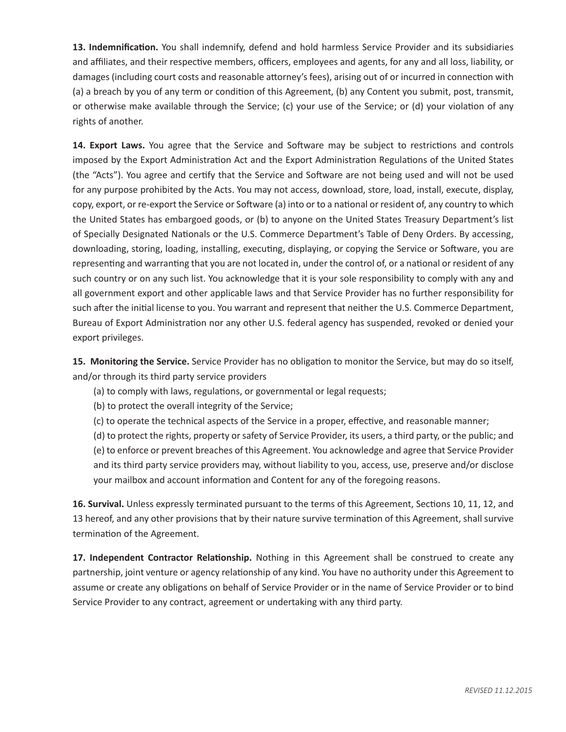**13. Indemnification.** You shall indemnify, defend and hold harmless Service Provider and its subsidiaries and affiliates, and their respective members, officers, employees and agents, for any and all loss, liability, or damages (including court costs and reasonable attorney's fees), arising out of or incurred in connection with (a) a breach by you of any term or condition of this Agreement, (b) any Content you submit, post, transmit, or otherwise make available through the Service; (c) your use of the Service; or (d) your violation of any rights of another.

**14. Export Laws.** You agree that the Service and Software may be subject to restrictions and controls imposed by the Export Administration Act and the Export Administration Regulations of the United States (the "Acts"). You agree and certify that the Service and Software are not being used and will not be used for any purpose prohibited by the Acts. You may not access, download, store, load, install, execute, display, copy, export, or re-export the Service or Software (a) into or to a national or resident of, any country to which the United States has embargoed goods, or (b) to anyone on the United States Treasury Department's list of Specially Designated Nationals or the U.S. Commerce Department's Table of Deny Orders. By accessing, downloading, storing, loading, installing, executing, displaying, or copying the Service or Software, you are representing and warranting that you are not located in, under the control of, or a national or resident of any such country or on any such list. You acknowledge that it is your sole responsibility to comply with any and all government export and other applicable laws and that Service Provider has no further responsibility for such after the initial license to you. You warrant and represent that neither the U.S. Commerce Department, Bureau of Export Administration nor any other U.S. federal agency has suspended, revoked or denied your export privileges.

**15. Monitoring the Service.** Service Provider has no obligation to monitor the Service, but may do so itself, and/or through its third party service providers

(a) to comply with laws, regulations, or governmental or legal requests;

(b) to protect the overall integrity of the Service;

(c) to operate the technical aspects of the Service in a proper, effective, and reasonable manner;

(d) to protect the rights, property or safety of Service Provider, its users, a third party, or the public; and

(e) to enforce or prevent breaches of this Agreement. You acknowledge and agree that Service Provider and its third party service providers may, without liability to you, access, use, preserve and/or disclose your mailbox and account information and Content for any of the foregoing reasons.

**16. Survival.** Unless expressly terminated pursuant to the terms of this Agreement, Sections 10, 11, 12, and 13 hereof, and any other provisions that by their nature survive termination of this Agreement, shall survive termination of the Agreement.

**17. Independent Contractor Relationship.** Nothing in this Agreement shall be construed to create any partnership, joint venture or agency relationship of any kind. You have no authority under this Agreement to assume or create any obligations on behalf of Service Provider or in the name of Service Provider or to bind Service Provider to any contract, agreement or undertaking with any third party.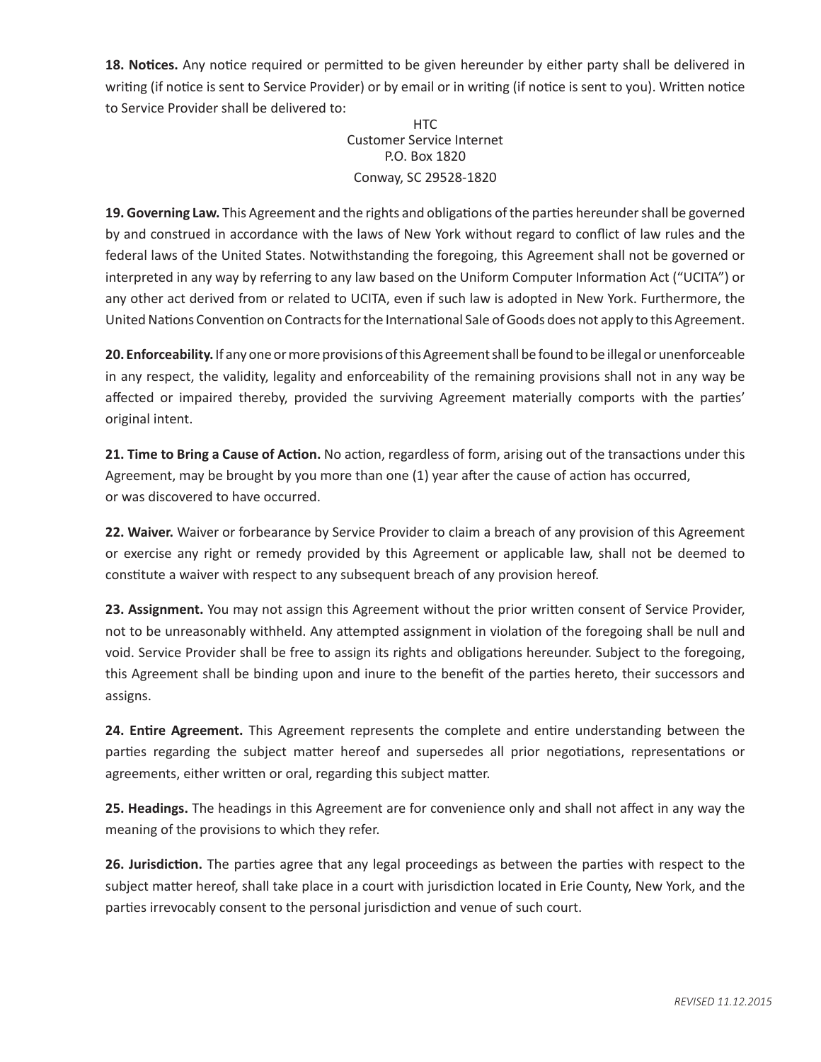**18. Notices.** Any notice required or permitted to be given hereunder by either party shall be delivered in writing (if notice is sent to Service Provider) or by email or in writing (if notice is sent to you). Written notice to Service Provider shall be delivered to:

HTC
Customer Service Internet
P.O. Box 1820
Conway, SC 29528-1820

**19. Governing Law.** This Agreement and the rights and obligations of the parties hereunder shall be governed by and construed in accordance with the laws of New York without regard to conflict of law rules and the federal laws of the United States. Notwithstanding the foregoing, this Agreement shall not be governed or interpreted in any way by referring to any law based on the Uniform Computer Information Act ("UCITA") or any other act derived from or related to UCITA, even if such law is adopted in New York. Furthermore, the United Nations Convention on Contracts for the International Sale of Goods does not apply to this Agreement.

**20. Enforceability.** If any one or more provisions of this Agreement shall be found to be illegal or unenforceable in any respect, the validity, legality and enforceability of the remaining provisions shall not in any way be affected or impaired thereby, provided the surviving Agreement materially comports with the parties' original intent.

**21. Time to Bring a Cause of Action.** No action, regardless of form, arising out of the transactions under this Agreement, may be brought by you more than one (1) year after the cause of action has occurred, or was discovered to have occurred.

**22. Waiver.** Waiver or forbearance by Service Provider to claim a breach of any provision of this Agreement or exercise any right or remedy provided by this Agreement or applicable law, shall not be deemed to constitute a waiver with respect to any subsequent breach of any provision hereof.

**23. Assignment.** You may not assign this Agreement without the prior written consent of Service Provider, not to be unreasonably withheld. Any attempted assignment in violation of the foregoing shall be null and void. Service Provider shall be free to assign its rights and obligations hereunder. Subject to the foregoing, this Agreement shall be binding upon and inure to the benefit of the parties hereto, their successors and assigns.

**24. Entire Agreement.** This Agreement represents the complete and entire understanding between the parties regarding the subject matter hereof and supersedes all prior negotiations, representations or agreements, either written or oral, regarding this subject matter.

**25. Headings.** The headings in this Agreement are for convenience only and shall not affect in any way the meaning of the provisions to which they refer.

**26. Jurisdiction.** The parties agree that any legal proceedings as between the parties with respect to the subject matter hereof, shall take place in a court with jurisdiction located in Erie County, New York, and the parties irrevocably consent to the personal jurisdiction and venue of such court.

*REVISED 11.12.2015*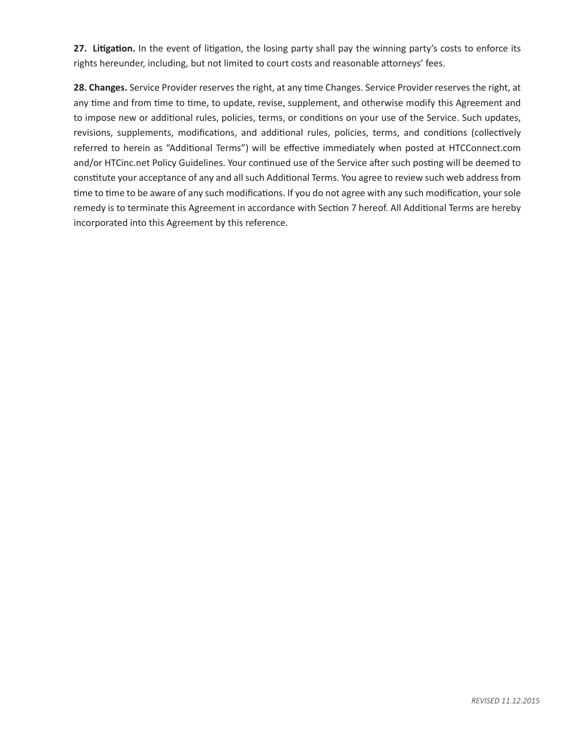**27. Litigation.** In the event of litigation, the losing party shall pay the winning party's costs to enforce its rights hereunder, including, but not limited to court costs and reasonable attorneys' fees.

**28. Changes.** Service Provider reserves the right, at any time Changes. Service Provider reserves the right, at any time and from time to time, to update, revise, supplement, and otherwise modify this Agreement and to impose new or additional rules, policies, terms, or conditions on your use of the Service. Such updates, revisions, supplements, modifications, and additional rules, policies, terms, and conditions (collectively referred to herein as "Additional Terms") will be effective immediately when posted at HTCConnect.com and/or HTCinc.net Policy Guidelines. Your continued use of the Service after such posting will be deemed to constitute your acceptance of any and all such Additional Terms. You agree to review such web address from time to time to be aware of any such modifications. If you do not agree with any such modification, your sole remedy is to terminate this Agreement in accordance with Section 7 hereof. All Additional Terms are hereby incorporated into this Agreement by this reference.

*REVISED 11.12.2015*